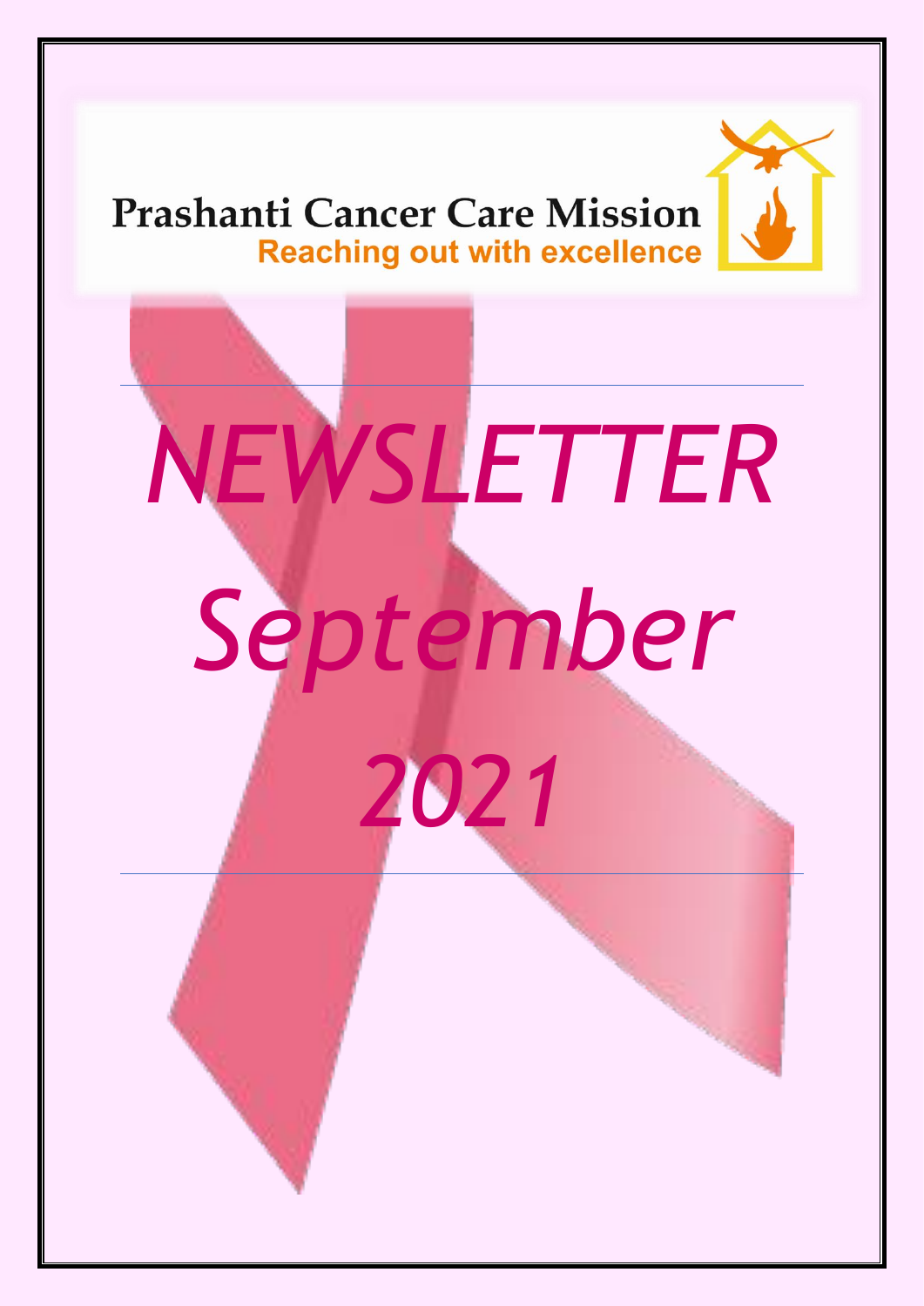Prashanti Cancer Care Mission

Reaching out with excellence

# *NEWSLETTER*

# *September*

# *2021*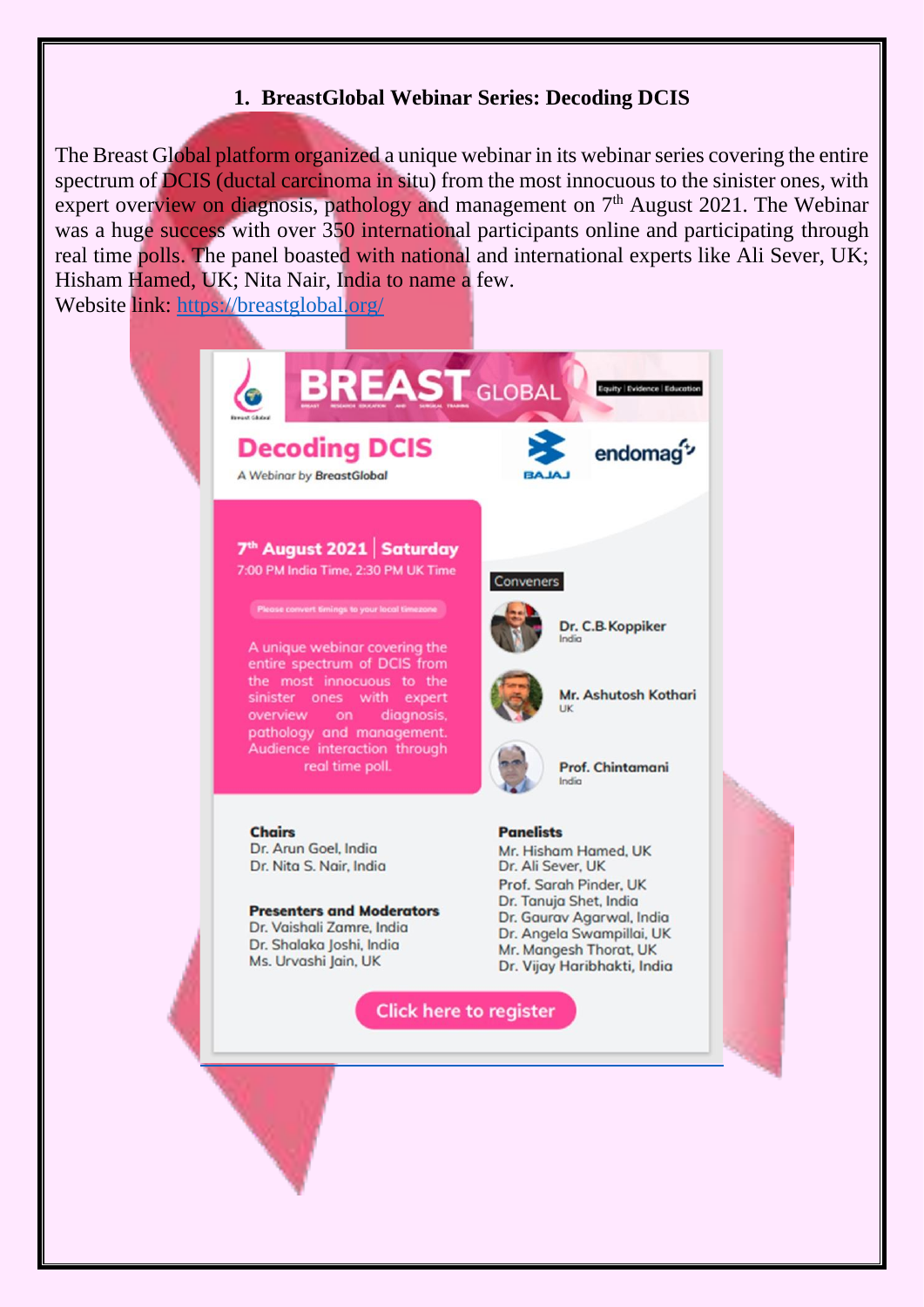### 1. BreastGlobal Webinar Series: Decoding DCIS

The Breast Global platform organized a unique webinar in its webinar series covering the entire spectrum of DCIS (ductal carcinoma in situ) from the most innocuous to the sinister ones, with expert overview on diagnosis, pathology and management on 7th August 2021. The Webinar was a huge success with over 350 international participants online and participating through real time polls. The panel boasted with national and international experts like Ali Sever, UK; Hisham Hamed, UK; Nita Nair, India to name a few.

Website link: https://breastglobal.org/

BREAST GLOBAL

Equity | Evidence | Education

**Decoding DCIS**

A Webinar by BreastGlobal

BAJAJ endomag

**7th August 2021 | Saturday**

7:00 PM India Time, 2:30 PM UK Time

Please convert timings to your local timezone

A unique webinar covering the entire spectrum of DCIS from the most innocuous to the sinister ones with expert overview on diagnosis, pathology and management. Audience interaction through real time poll.

**Conveners**

Dr. C.B.Koppiker, India

Mr. Ashutosh Kothari, UK

Prof. Chintamani, India

**Chairs**

Dr. Arun Goel, India

Dr. Nita S. Nair, India

**Presenters and Moderators**

Dr. Vaishali Zamre, India

Dr. Shalaka Joshi, India

Ms. Urvashi Jain, UK

**Panelists**

Mr. Hisham Hamed, UK

Dr. Ali Sever, UK

Prof. Sarah Pinder, UK

Dr. Tanuja Shet, India

Dr. Gaurav Agarwal, India

Dr. Angela Swampillai, UK

Mr. Mangesh Thorat, UK

Dr. Vijay Haribhakti, India

Click here to register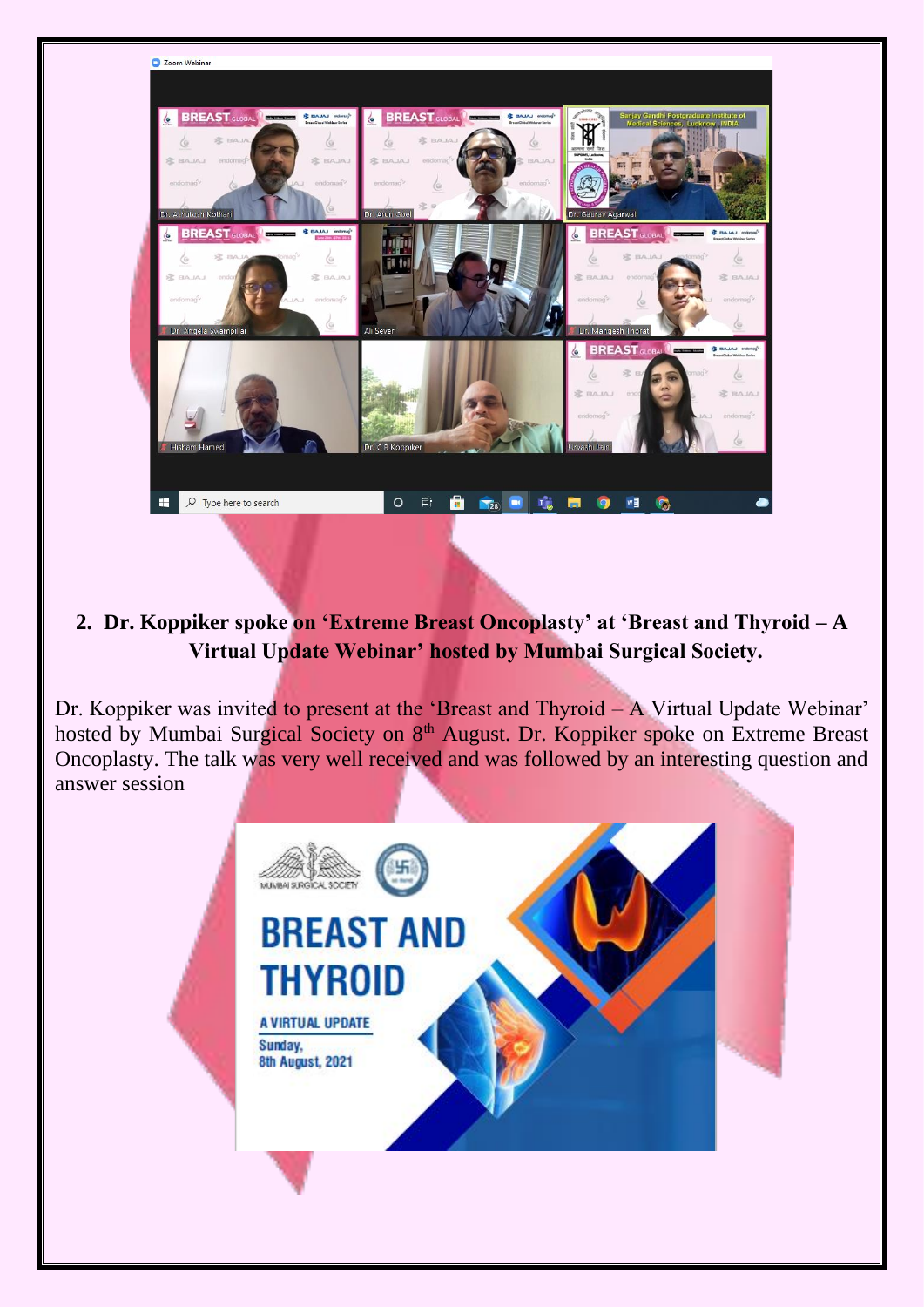## 2. Dr. Koppiker spoke on 'Extreme Breast Oncoplasty' at 'Breast and Thyroid – A Virtual Update Webinar' hosted by Mumbai Surgical Society.

Dr. Koppiker was invited to present at the 'Breast and Thyroid – A Virtual Update Webinar' hosted by Mumbai Surgical Society on 8th August. Dr. Koppiker spoke on Extreme Breast Oncoplasty. The talk was very well received and was followed by an interesting question and answer session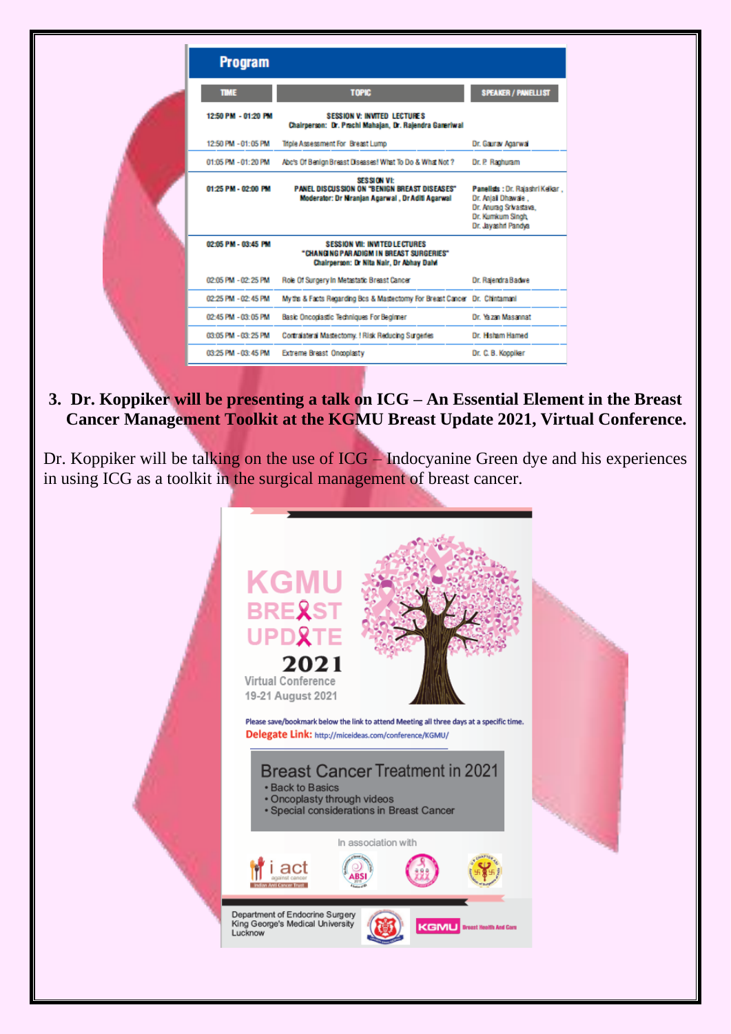## Program

| TIME | TOPIC | SPEAKER / PANELLIST |
|---|---|---|
| 12:50 PM - 01:20 PM | **SESSION V: INVITED LECTURES** Chairperson: Dr. Prachi Mahajan, Dr. Rajendra Ganeriwal | |
| 12:50 PM - 01:05 PM | Triple Assessment For Breast Lump | Dr. Gaurav Agarwal |
| 01:05 PM - 01:20 PM | Abc's Of Benign Breast Diseases! What To Do & What Not ? | Dr. P. Raghuram |
| 01:25 PM - 02:00 PM | **SESSION VI: PANEL DISCUSSION ON "BENIGN BREAST DISEASES"** Moderator: Dr Niranjan Agarwal , Dr Aditi Agarwal | Panelists : Dr. Rajashri Kelkar , Dr. Anjali Dhawale , Dr. Anurag Srivastava, Dr. Kumkum Singh, Dr. Jayashri Pandya |
| 02:05 PM - 03:45 PM | **SESSION VII: INVITED LECTURES "CHANGING PARADIGM IN BREAST SURGERIES"** Chairperson: Dr Nita Nair, Dr Abhay Dalvi | |
| 02:05 PM - 02:25 PM | Role Of Surgery In Metastatic Breast Cancer | Dr. Rajendra Badwe |
| 02:25 PM - 02:45 PM | Myths & Facts Regarding Bcs & Mastectomy For Breast Cancer | Dr. Chintamani |
| 02:45 PM - 03:05 PM | Basic Oncoplastic Techniques For Beginner | Dr. Yazan Masannat |
| 03:05 PM - 03:25 PM | Contralateral Mastectomy. ! Risk Reducing Surgeries | Dr. Hisham Hamed |
| 03:25 PM - 03:45 PM | Extreme Breast Oncoplasty | Dr. C. B. Koppiker |

**3. Dr. Koppiker will be presenting a talk on ICG – An Essential Element in the Breast Cancer Management Toolkit at the KGMU Breast Update 2021, Virtual Conference.**

Dr. Koppiker will be talking on the use of ICG – Indocyanine Green dye and his experiences in using ICG as a toolkit in the surgical management of breast cancer.

KGMU BREAST UPDATE 2021

Virtual Conference

19-21 August 2021

Please save/bookmark below the link to attend Meeting all three days at a specific time.

**Delegate Link:** http://miceideas.com/conference/KGMU/

Breast Cancer Treatment in 2021

- Back to Basics
- Oncoplasty through videos
- Special considerations in Breast Cancer

In association with

i act against cancer — Indian Anti Cancer Trust

ABSI

Department of Endocrine Surgery
King George's Medical University
Lucknow

KGMU Breast Health And Care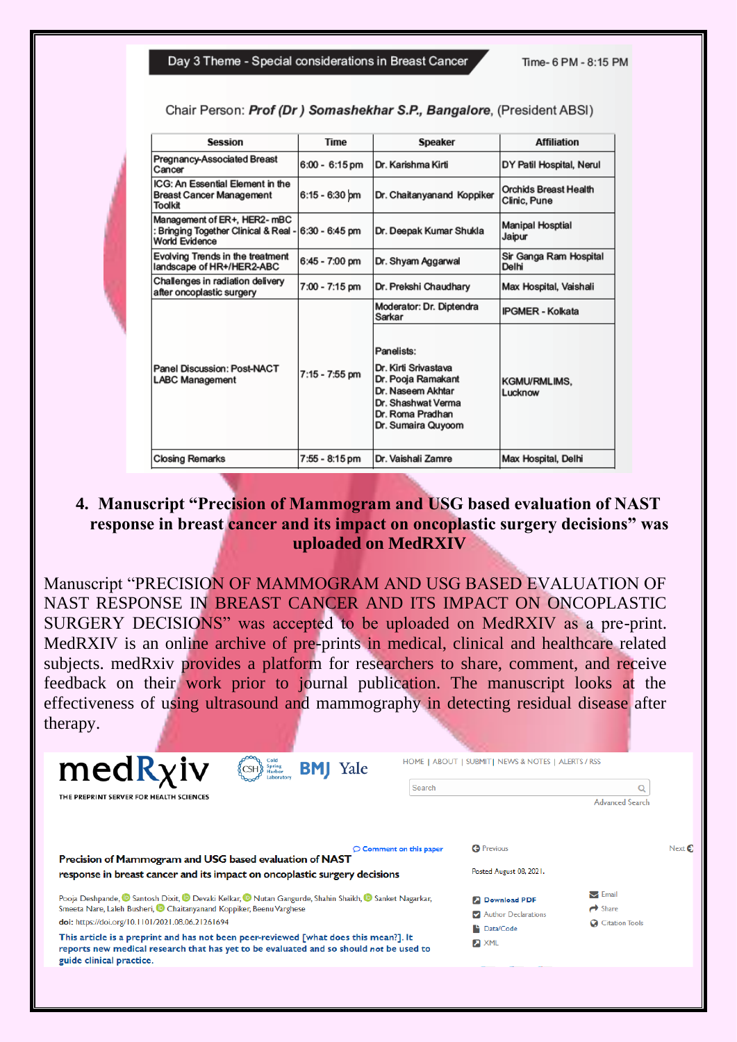Day 3 Theme - Special considerations in Breast Cancer

Time- 6 PM - 8:15 PM

Chair Person: ***Prof (Dr ) Somashekhar S.P., Bangalore***, (President ABSI)

| Session | Time | Speaker | Affiliation |
| --- | --- | --- | --- |
| Pregnancy-Associated Breast Cancer | 6:00 - 6:15 pm | Dr. Karishma Kirti | DY Patil Hospital, Nerul |
| ICG: An Essential Element in the Breast Cancer Management Toolkit | 6:15 - 6:30 pm | Dr. Chaitanyanand Koppiker | Orchids Breast Health Clinic, Pune |
| Management of ER+, HER2- mBC : Bringing Together Clinical & Real - World Evidence | 6:30 - 6:45 pm | Dr. Deepak Kumar Shukla | Manipal Hosptial Jaipur |
| Evolving Trends in the treatment landscape of HR+/HER2-ABC | 6:45 - 7:00 pm | Dr. Shyam Aggarwal | Sir Ganga Ram Hospital Delhi |
| Challenges in radiation delivery after oncoplastic surgery | 7:00 - 7:15 pm | Dr. Prekshi Chaudhary | Max Hospital, Vaishali |
| Panel Discussion: Post-NACT LABC Management | 7:15 - 7:55 pm | Moderator: Dr. Diptendra Sarkar | IPGMER - Kolkata |
| | | Panelists: Dr. Kirti Srivastava, Dr. Pooja Ramakant, Dr. Naseem Akhtar, Dr. Shashwat Verma, Dr. Roma Pradhan, Dr. Sumaira Quyoom | KGMU/RMLIMS, Lucknow |
| Closing Remarks | 7:55 - 8:15 pm | Dr. Vaishali Zamre | Max Hospital, Delhi |

## 4. Manuscript "Precision of Mammogram and USG based evaluation of NAST response in breast cancer and its impact on oncoplastic surgery decisions" was uploaded on MedRXIV

Manuscript "PRECISION OF MAMMOGRAM AND USG BASED EVALUATION OF NAST RESPONSE IN BREAST CANCER AND ITS IMPACT ON ONCOPLASTIC SURGERY DECISIONS" was accepted to be uploaded on MedRXIV as a pre-print. MedRXIV is an online archive of pre-prints in medical, clinical and healthcare related subjects. medRxiv provides a platform for researchers to share, comment, and receive feedback on their work prior to journal publication. The manuscript looks at the effectiveness of using ultrasound and mammography in detecting residual disease after therapy.

medRxiv
THE PREPRINT SERVER FOR HEALTH SCIENCES

Cold Spring Harbor Laboratory BMJ Yale

HOME | ABOUT | SUBMIT | NEWS & NOTES | ALERTS / RSS

Search

Advanced Search

Comment on this paper

**Precision of Mammogram and USG based evaluation of NAST response in breast cancer and its impact on oncoplastic surgery decisions**

Pooja Deshpande, Santosh Dixit, Devaki Kelkar, Nutan Gangurde, Shahin Shaikh, Sanket Nagarkar, Smeeta Nare, Laleh Busheri, Chaitanyanand Koppiker, Beenu Varghese

doi: https://doi.org/10.1101/2021.08.06.21261694

This article is a preprint and has not been peer-reviewed [what does this mean?]. It reports new medical research that has yet to be evaluated and so should *not* be used to guide clinical practice.

Previous | Next

Posted August 08, 2021.

Download PDF | Author Declarations | Data/Code | XML | Email | Share | Citation Tools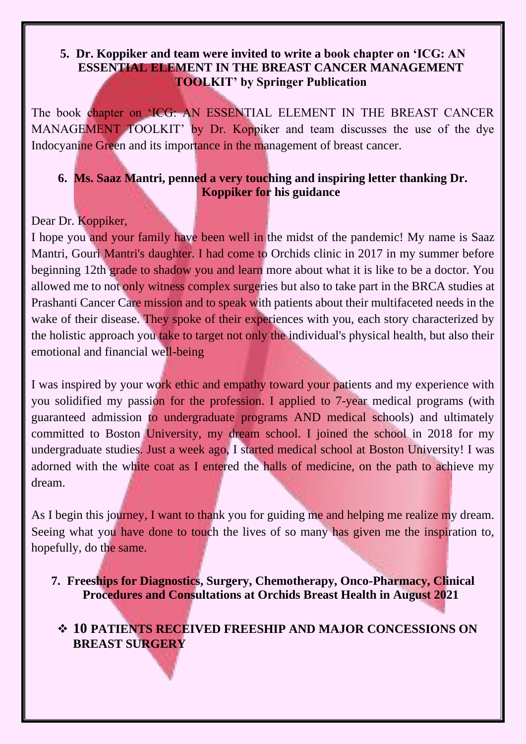### 5. Dr. Koppiker and team were invited to write a book chapter on 'ICG: AN ESSENTIAL ELEMENT IN THE BREAST CANCER MANAGEMENT TOOLKIT' by Springer Publication

The book chapter on 'ICG: AN ESSENTIAL ELEMENT IN THE BREAST CANCER MANAGEMENT TOOLKIT' by Dr. Koppiker and team discusses the use of the dye Indocyanine Green and its importance in the management of breast cancer.

### 6. Ms. Saaz Mantri, penned a very touching and inspiring letter thanking Dr. Koppiker for his guidance

Dear Dr. Koppiker,
I hope you and your family have been well in the midst of the pandemic! My name is Saaz Mantri, Gouri Mantri's daughter. I had come to Orchids clinic in 2017 in my summer before beginning 12th grade to shadow you and learn more about what it is like to be a doctor. You allowed me to not only witness complex surgeries but also to take part in the BRCA studies at Prashanti Cancer Care mission and to speak with patients about their multifaceted needs in the wake of their disease. They spoke of their experiences with you, each story characterized by the holistic approach you take to target not only the individual's physical health, but also their emotional and financial well-being

I was inspired by your work ethic and empathy toward your patients and my experience with you solidified my passion for the profession. I applied to 7-year medical programs (with guaranteed admission to undergraduate programs AND medical schools) and ultimately committed to Boston University, my dream school. I joined the school in 2018 for my undergraduate studies. Just a week ago, I started medical school at Boston University! I was adorned with the white coat as I entered the halls of medicine, on the path to achieve my dream.

As I begin this journey, I want to thank you for guiding me and helping me realize my dream. Seeing what you have done to touch the lives of so many has given me the inspiration to, hopefully, do the same.

### 7. Freeships for Diagnostics, Surgery, Chemotherapy, Onco-Pharmacy, Clinical Procedures and Consultations at Orchids Breast Health in August 2021

- **10 PATIENTS RECEIVED FREESHIP AND MAJOR CONCESSIONS ON BREAST SURGERY**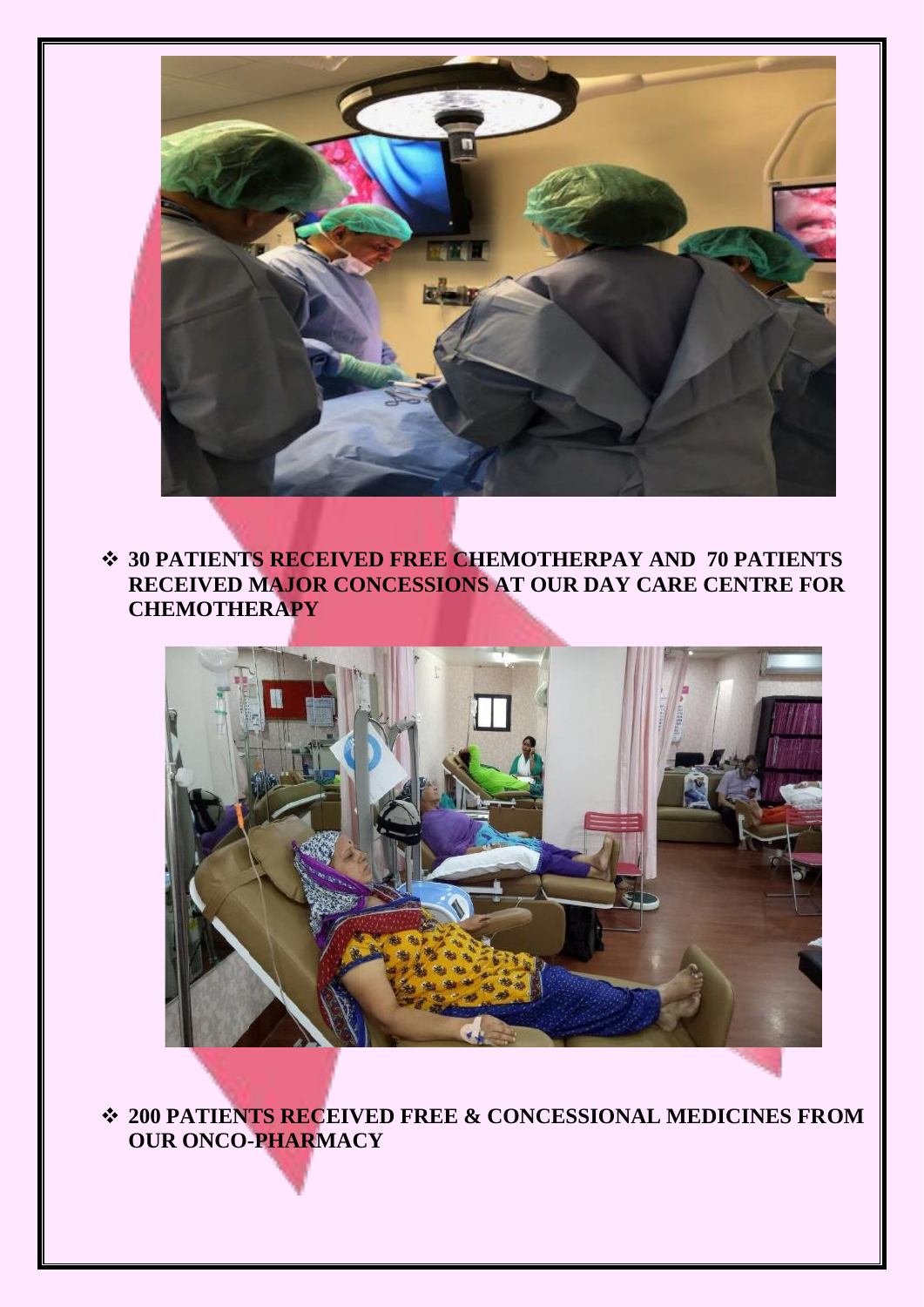- **30 PATIENTS RECEIVED FREE CHEMOTHERPAY AND 70 PATIENTS RECEIVED MAJOR CONCESSIONS AT OUR DAY CARE CENTRE FOR CHEMOTHERAPY**

- **200 PATIENTS RECEIVED FREE & CONCESSIONAL MEDICINES FROM OUR ONCO-PHARMACY**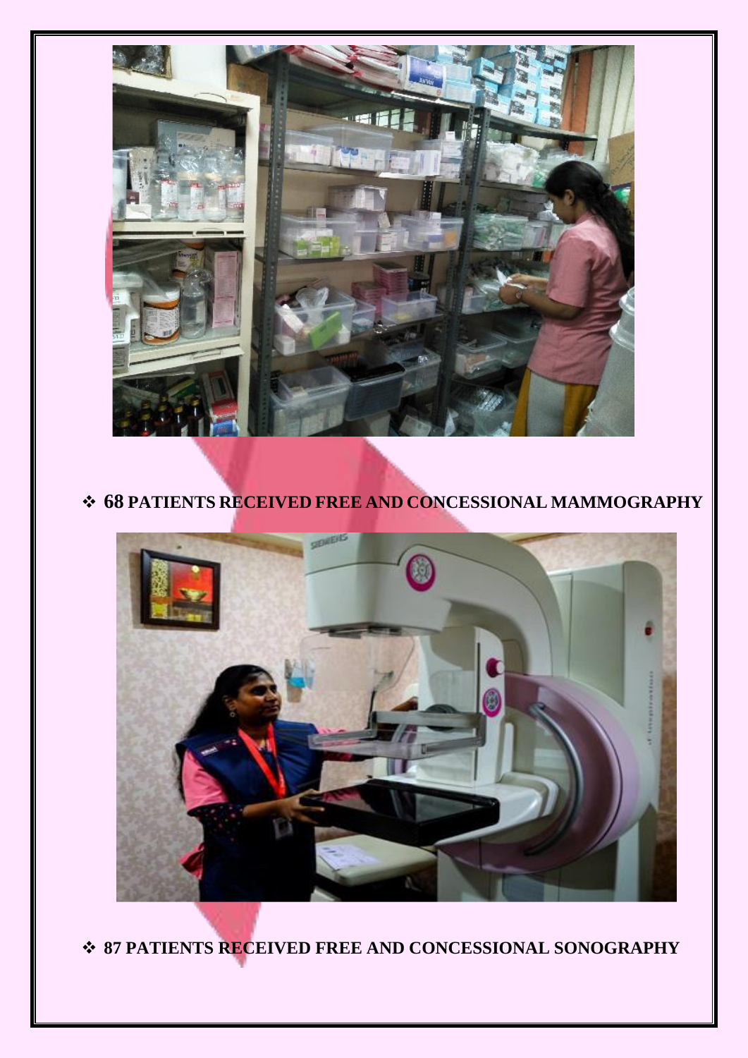- **68 PATIENTS RECEIVED FREE AND CONCESSIONAL MAMMOGRAPHY**

- **87 PATIENTS RECEIVED FREE AND CONCESSIONAL SONOGRAPHY**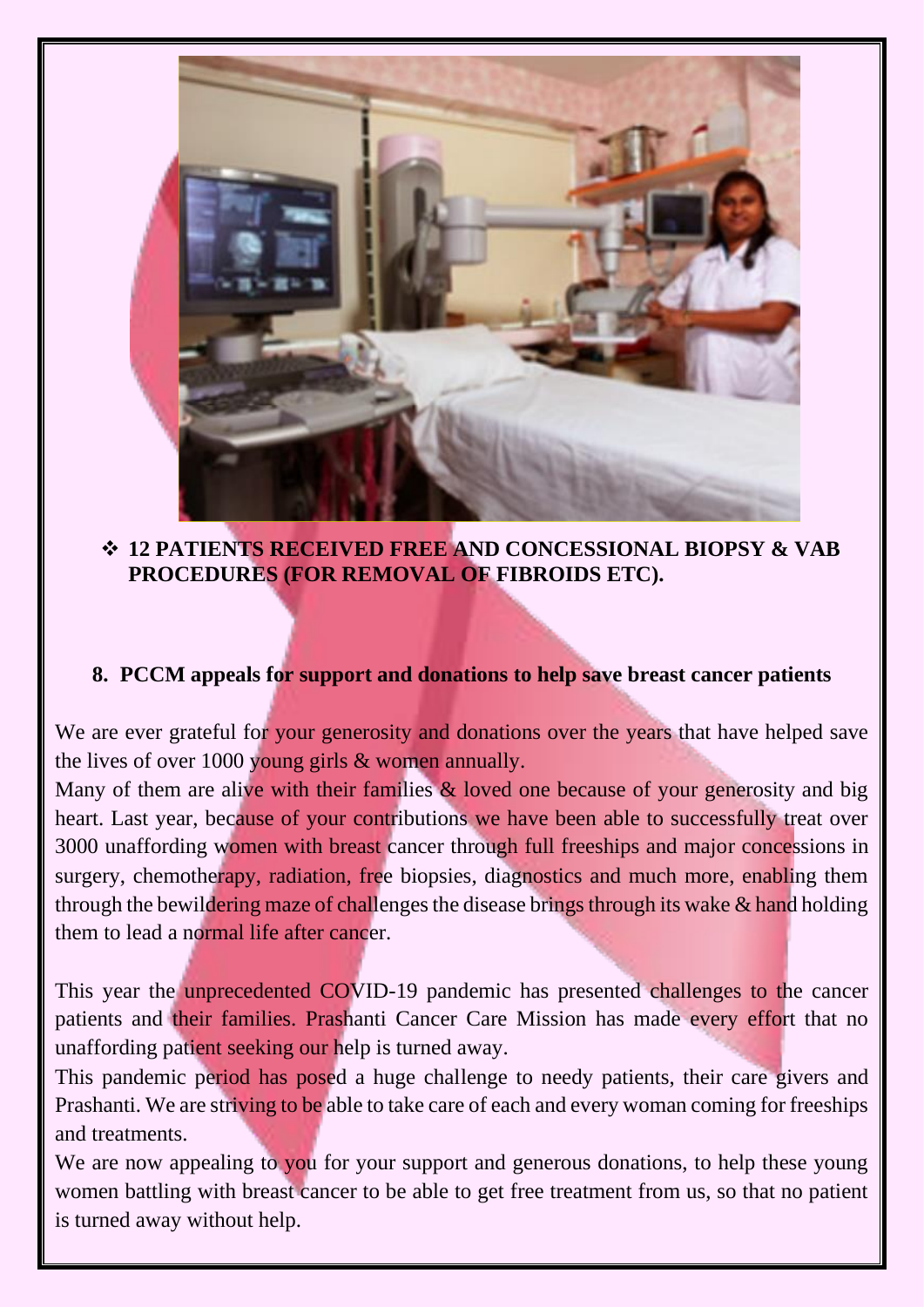- **12 PATIENTS RECEIVED FREE AND CONCESSIONAL BIOPSY & VAB PROCEDURES (FOR REMOVAL OF FIBROIDS ETC).**

## 8. PCCM appeals for support and donations to help save breast cancer patients

We are ever grateful for your generosity and donations over the years that have helped save the lives of over 1000 young girls & women annually.

Many of them are alive with their families & loved one because of your generosity and big heart. Last year, because of your contributions we have been able to successfully treat over 3000 unaffording women with breast cancer through full freeships and major concessions in surgery, chemotherapy, radiation, free biopsies, diagnostics and much more, enabling them through the bewildering maze of challenges the disease brings through its wake & hand holding them to lead a normal life after cancer.

This year the unprecedented COVID-19 pandemic has presented challenges to the cancer patients and their families. Prashanti Cancer Care Mission has made every effort that no unaffording patient seeking our help is turned away.

This pandemic period has posed a huge challenge to needy patients, their care givers and Prashanti. We are striving to be able to take care of each and every woman coming for freeships and treatments.

We are now appealing to you for your support and generous donations, to help these young women battling with breast cancer to be able to get free treatment from us, so that no patient is turned away without help.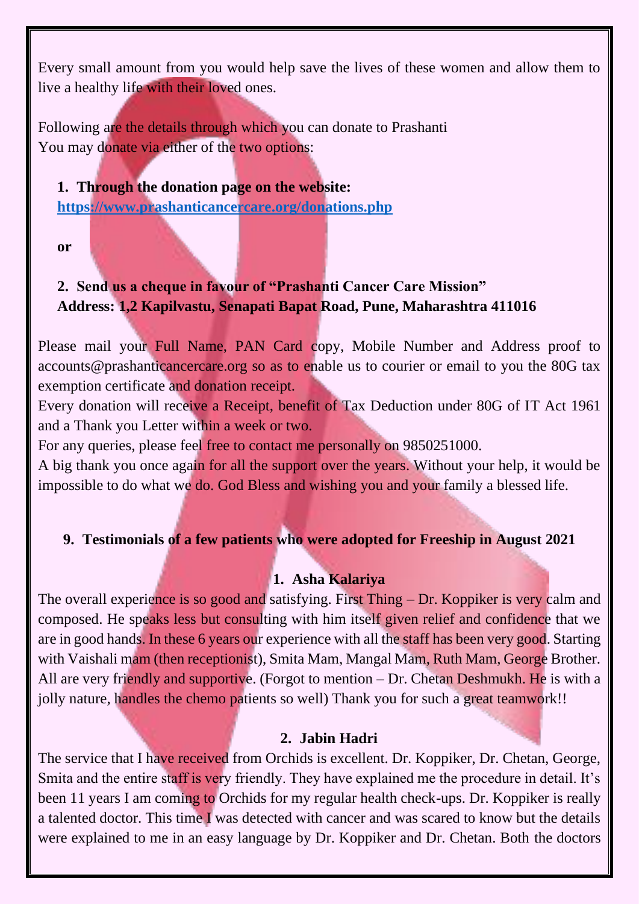Every small amount from you would help save the lives of these women and allow them to live a healthy life with their loved ones.

Following are the details through which you can donate to Prashanti
You may donate via either of the two options:

1. **Through the donation page on the website:**
   **https://www.prashanticancercare.org/donations.php**

   **or**

2. **Send us a cheque in favour of "Prashanti Cancer Care Mission"**
   **Address: 1,2 Kapilvastu, Senapati Bapat Road, Pune, Maharashtra 411016**

Please mail your Full Name, PAN Card copy, Mobile Number and Address proof to accounts@prashanticancercare.org so as to enable us to courier or email to you the 80G tax exemption certificate and donation receipt.
Every donation will receive a Receipt, benefit of Tax Deduction under 80G of IT Act 1961 and a Thank you Letter within a week or two.
For any queries, please feel free to contact me personally on 9850251000.
A big thank you once again for all the support over the years. Without your help, it would be impossible to do what we do. God Bless and wishing you and your family a blessed life.

## 9. Testimonials of a few patients who were adopted for Freeship in August 2021

### 1. Asha Kalariya

The overall experience is so good and satisfying. First Thing – Dr. Koppiker is very calm and composed. He speaks less but consulting with him itself given relief and confidence that we are in good hands. In these 6 years our experience with all the staff has been very good. Starting with Vaishali mam (then receptionist), Smita Mam, Mangal Mam, Ruth Mam, George Brother. All are very friendly and supportive. (Forgot to mention – Dr. Chetan Deshmukh. He is with a jolly nature, handles the chemo patients so well) Thank you for such a great teamwork!!

### 2. Jabin Hadri

The service that I have received from Orchids is excellent. Dr. Koppiker, Dr. Chetan, George, Smita and the entire staff is very friendly. They have explained me the procedure in detail. It's been 11 years I am coming to Orchids for my regular health check-ups. Dr. Koppiker is really a talented doctor. This time I was detected with cancer and was scared to know but the details were explained to me in an easy language by Dr. Koppiker and Dr. Chetan. Both the doctors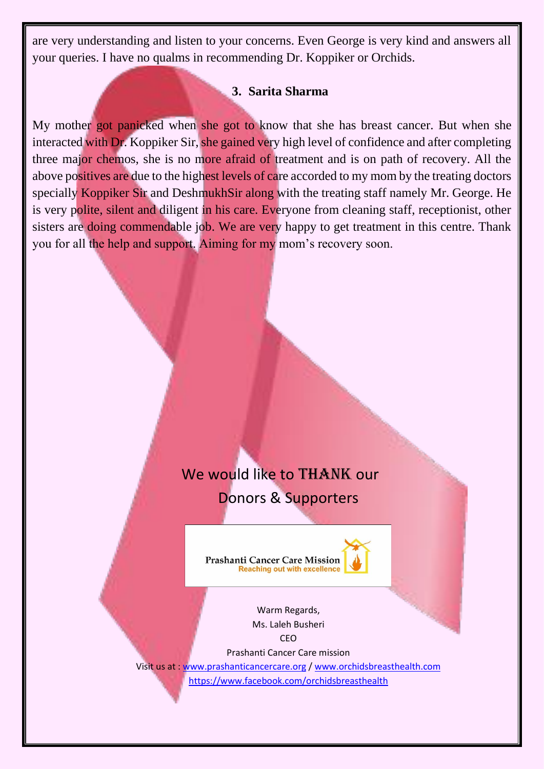are very understanding and listen to your concerns. Even George is very kind and answers all your queries. I have no qualms in recommending Dr. Koppiker or Orchids.

### 3. Sarita Sharma

My mother got panicked when she got to know that she has breast cancer. But when she interacted with Dr. Koppiker Sir, she gained very high level of confidence and after completing three major chemos, she is no more afraid of treatment and is on path of recovery. All the above positives are due to the highest levels of care accorded to my mom by the treating doctors specially Koppiker Sir and DeshmukhSir along with the treating staff namely Mr. George. He is very polite, silent and diligent in his care. Everyone from cleaning staff, receptionist, other sisters are doing commendable job. We are very happy to get treatment in this centre. Thank you for all the help and support. Aiming for my mom's recovery soon.

We would like to THANK our
Donors & Supporters

Prashanti Cancer Care Mission
Reaching out with excellence

Warm Regards,
Ms. Laleh Busheri
CEO
Prashanti Cancer Care mission
Visit us at : www.prashanticancercare.org / www.orchidsbreasthealth.com
https://www.facebook.com/orchidsbreasthealth